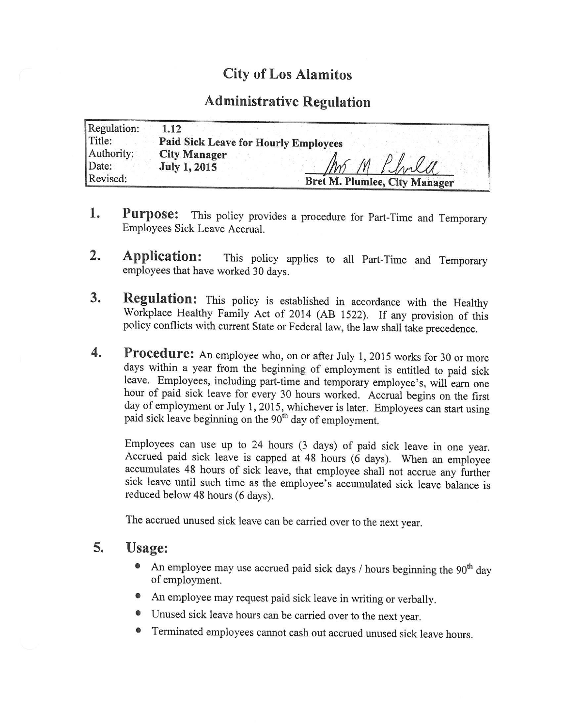# City of Los Alamitos

## Administrative Regulation

| | |
|---|---|
| Regulation: | **1.12** |
| Title: | **Paid Sick Leave for Hourly Employees** |
| Authority: | **City Manager** |
| Date: | **July 1, 2015** |
| Revised: | **Bret M. Plumlee, City Manager** |

1. **Purpose:** This policy provides a procedure for Part-Time and Temporary Employees Sick Leave Accrual.

2. **Application:** This policy applies to all Part-Time and Temporary employees that have worked 30 days.

3. **Regulation:** This policy is established in accordance with the Healthy Workplace Healthy Family Act of 2014 (AB 1522). If any provision of this policy conflicts with current State or Federal law, the law shall take precedence.

4. **Procedure:** An employee who, on or after July 1, 2015 works for 30 or more days within a year from the beginning of employment is entitled to paid sick leave. Employees, including part-time and temporary employee's, will earn one hour of paid sick leave for every 30 hours worked. Accrual begins on the first day of employment or July 1, 2015, whichever is later. Employees can start using paid sick leave beginning on the 90th day of employment.

   Employees can use up to 24 hours (3 days) of paid sick leave in one year. Accrued paid sick leave is capped at 48 hours (6 days). When an employee accumulates 48 hours of sick leave, that employee shall not accrue any further sick leave until such time as the employee's accumulated sick leave balance is reduced below 48 hours (6 days).

   The accrued unused sick leave can be carried over to the next year.

5. **Usage:**
   - An employee may use accrued paid sick days / hours beginning the 90th day of employment.
   - An employee may request paid sick leave in writing or verbally.
   - Unused sick leave hours can be carried over to the next year.
   - Terminated employees cannot cash out accrued unused sick leave hours.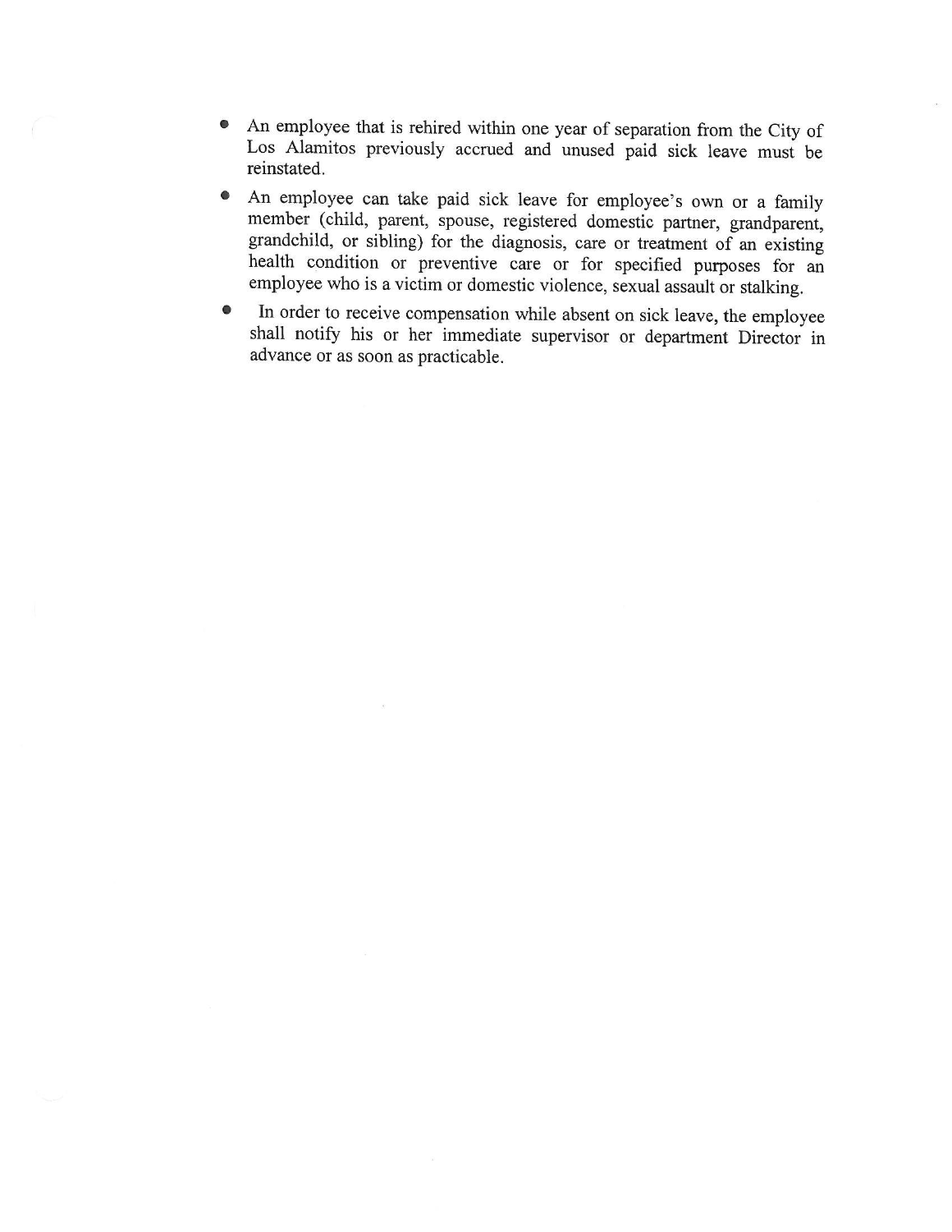- An employee that is rehired within one year of separation from the City of Los Alamitos previously accrued and unused paid sick leave must be reinstated.
- An employee can take paid sick leave for employee's own or a family member (child, parent, spouse, registered domestic partner, grandparent, grandchild, or sibling) for the diagnosis, care or treatment of an existing health condition or preventive care or for specified purposes for an employee who is a victim or domestic violence, sexual assault or stalking.
- In order to receive compensation while absent on sick leave, the employee shall notify his or her immediate supervisor or department Director in advance or as soon as practicable.